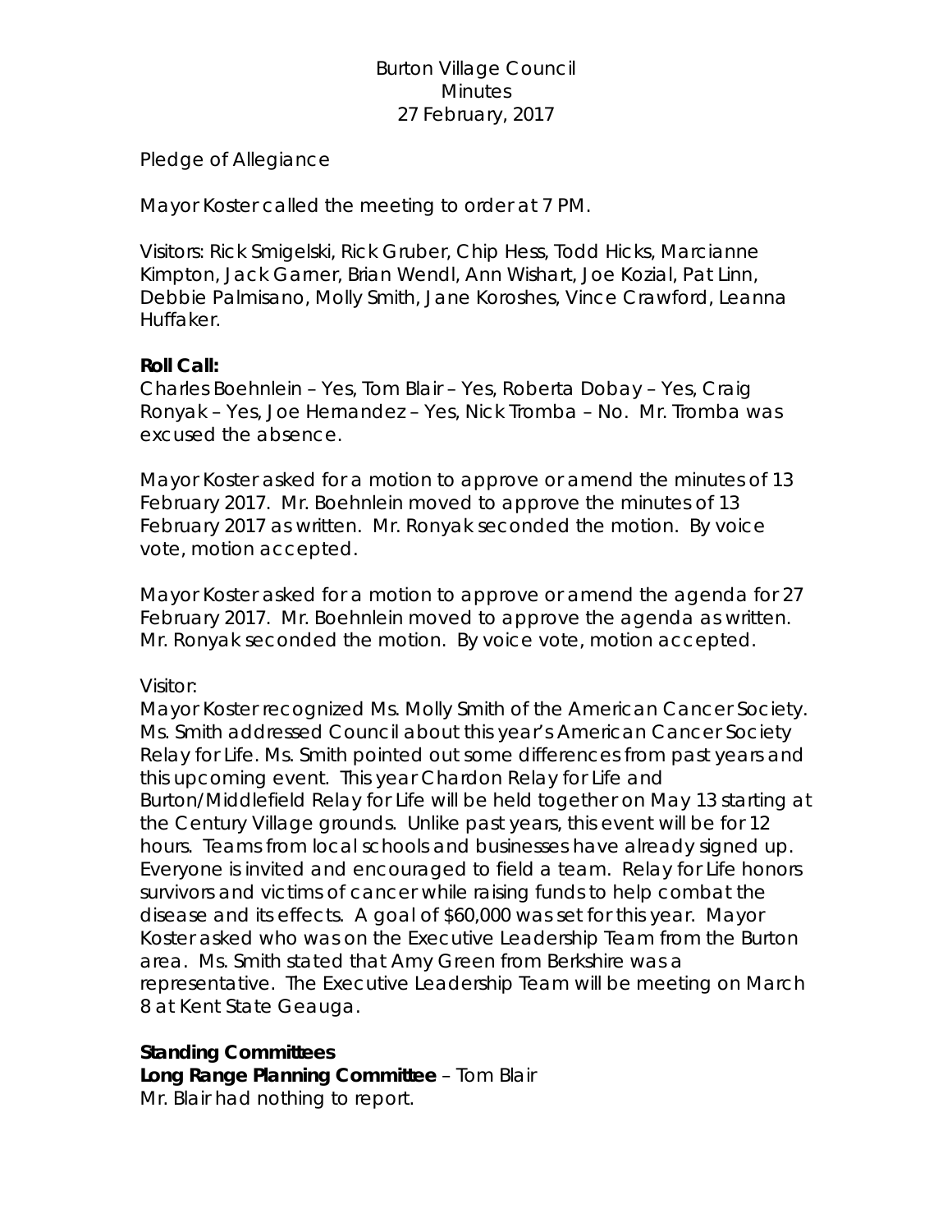Burton Village Council
Minutes
27 February, 2017

Pledge of Allegiance

Mayor Koster called the meeting to order at 7 PM.

Visitors: Rick Smigelski, Rick Gruber, Chip Hess, Todd Hicks, Marcianne Kimpton, Jack Garner, Brian Wendl, Ann Wishart, Joe Kozial, Pat Linn, Debbie Palmisano, Molly Smith, Jane Koroshes, Vince Crawford, Leanna Huffaker.

**Roll Call:**
Charles Boehnlein – Yes, Tom Blair – Yes, Roberta Dobay – Yes, Craig Ronyak – Yes, Joe Hernandez – Yes, Nick Tromba – No. Mr. Tromba was excused the absence.

Mayor Koster asked for a motion to approve or amend the minutes of 13 February 2017. Mr. Boehnlein moved to approve the minutes of 13 February 2017 as written. Mr. Ronyak seconded the motion. By voice vote, motion accepted.

Mayor Koster asked for a motion to approve or amend the agenda for 27 February 2017. Mr. Boehnlein moved to approve the agenda as written. Mr. Ronyak seconded the motion. By voice vote, motion accepted.

Visitor:
Mayor Koster recognized Ms. Molly Smith of the American Cancer Society. Ms. Smith addressed Council about this year's American Cancer Society Relay for Life. Ms. Smith pointed out some differences from past years and this upcoming event. This year Chardon Relay for Life and Burton/Middlefield Relay for Life will be held together on May 13 starting at the Century Village grounds. Unlike past years, this event will be for 12 hours. Teams from local schools and businesses have already signed up. Everyone is invited and encouraged to field a team. Relay for Life honors survivors and victims of cancer while raising funds to help combat the disease and its effects. A goal of $60,000 was set for this year. Mayor Koster asked who was on the Executive Leadership Team from the Burton area. Ms. Smith stated that Amy Green from Berkshire was a representative. The Executive Leadership Team will be meeting on March 8 at Kent State Geauga.

**Standing Committees**
**Long Range Planning Committee** – Tom Blair
Mr. Blair had nothing to report.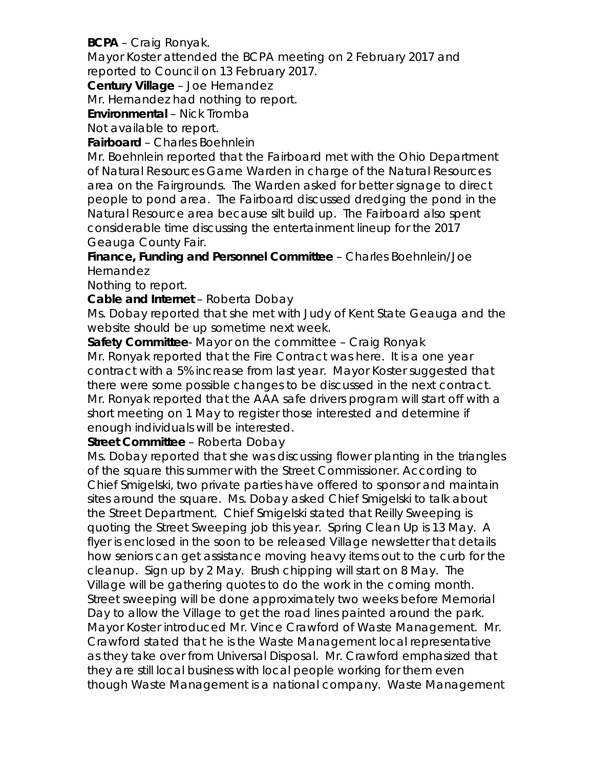**BCPA** – Craig Ronyak.

Mayor Koster attended the BCPA meeting on 2 February 2017 and reported to Council on 13 February 2017.

**Century Village** – Joe Hernandez

Mr. Hernandez had nothing to report.

**Environmental** – Nick Tromba

Not available to report.

**Fairboard** – Charles Boehnlein

Mr. Boehnlein reported that the Fairboard met with the Ohio Department of Natural Resources Game Warden in charge of the Natural Resources area on the Fairgrounds. The Warden asked for better signage to direct people to pond area. The Fairboard discussed dredging the pond in the Natural Resource area because silt build up. The Fairboard also spent considerable time discussing the entertainment lineup for the 2017 Geauga County Fair.

**Finance, Funding and Personnel Committee** – Charles Boehnlein/Joe Hernandez

Nothing to report.

**Cable and Internet** – Roberta Dobay

Ms. Dobay reported that she met with Judy of Kent State Geauga and the website should be up sometime next week.

**Safety Committee**- Mayor on the committee – Craig Ronyak

Mr. Ronyak reported that the Fire Contract was here. It is a one year contract with a 5% increase from last year. Mayor Koster suggested that there were some possible changes to be discussed in the next contract. Mr. Ronyak reported that the AAA safe drivers program will start off with a short meeting on 1 May to register those interested and determine if enough individuals will be interested.

**Street Committee** – Roberta Dobay

Ms. Dobay reported that she was discussing flower planting in the triangles of the square this summer with the Street Commissioner. According to Chief Smigelski, two private parties have offered to sponsor and maintain sites around the square. Ms. Dobay asked Chief Smigelski to talk about the Street Department. Chief Smigelski stated that Reilly Sweeping is quoting the Street Sweeping job this year. Spring Clean Up is 13 May. A flyer is enclosed in the soon to be released Village newsletter that details how seniors can get assistance moving heavy items out to the curb for the cleanup. Sign up by 2 May. Brush chipping will start on 8 May. The Village will be gathering quotes to do the work in the coming month. Street sweeping will be done approximately two weeks before Memorial Day to allow the Village to get the road lines painted around the park. Mayor Koster introduced Mr. Vince Crawford of Waste Management. Mr. Crawford stated that he is the Waste Management local representative as they take over from Universal Disposal. Mr. Crawford emphasized that they are still local business with local people working for them even though Waste Management is a national company. Waste Management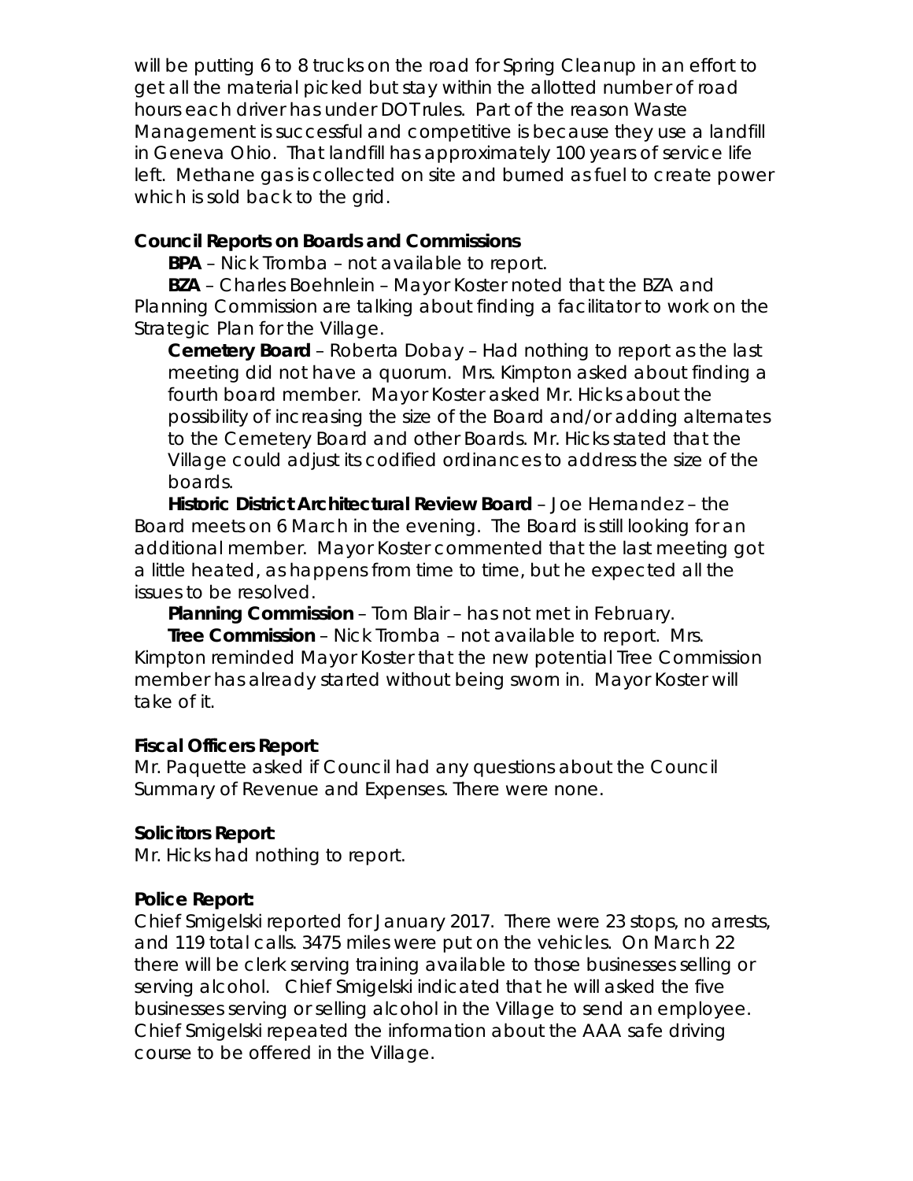will be putting 6 to 8 trucks on the road for Spring Cleanup in an effort to get all the material picked but stay within the allotted number of road hours each driver has under DOT rules. Part of the reason Waste Management is successful and competitive is because they use a landfill in Geneva Ohio. That landfill has approximately 100 years of service life left. Methane gas is collected on site and burned as fuel to create power which is sold back to the grid.

**Council Reports on Boards and Commissions**

**BPA** – Nick Tromba – not available to report.

**BZA** – Charles Boehnlein – Mayor Koster noted that the BZA and Planning Commission are talking about finding a facilitator to work on the Strategic Plan for the Village.

**Cemetery Board** – Roberta Dobay – Had nothing to report as the last meeting did not have a quorum. Mrs. Kimpton asked about finding a fourth board member. Mayor Koster asked Mr. Hicks about the possibility of increasing the size of the Board and/or adding alternates to the Cemetery Board and other Boards. Mr. Hicks stated that the Village could adjust its codified ordinances to address the size of the boards.

**Historic District Architectural Review Board** – Joe Hernandez – the Board meets on 6 March in the evening. The Board is still looking for an additional member. Mayor Koster commented that the last meeting got a little heated, as happens from time to time, but he expected all the issues to be resolved.

**Planning Commission** – Tom Blair – has not met in February.

**Tree Commission** – Nick Tromba – not available to report. Mrs. Kimpton reminded Mayor Koster that the new potential Tree Commission member has already started without being sworn in. Mayor Koster will take of it.

**Fiscal Officers Report:**

Mr. Paquette asked if Council had any questions about the Council Summary of Revenue and Expenses. There were none.

**Solicitors Report:**

Mr. Hicks had nothing to report.

**Police Report:**

Chief Smigelski reported for January 2017. There were 23 stops, no arrests, and 119 total calls. 3475 miles were put on the vehicles. On March 22 there will be clerk serving training available to those businesses selling or serving alcohol. Chief Smigelski indicated that he will asked the five businesses serving or selling alcohol in the Village to send an employee. Chief Smigelski repeated the information about the AAA safe driving course to be offered in the Village.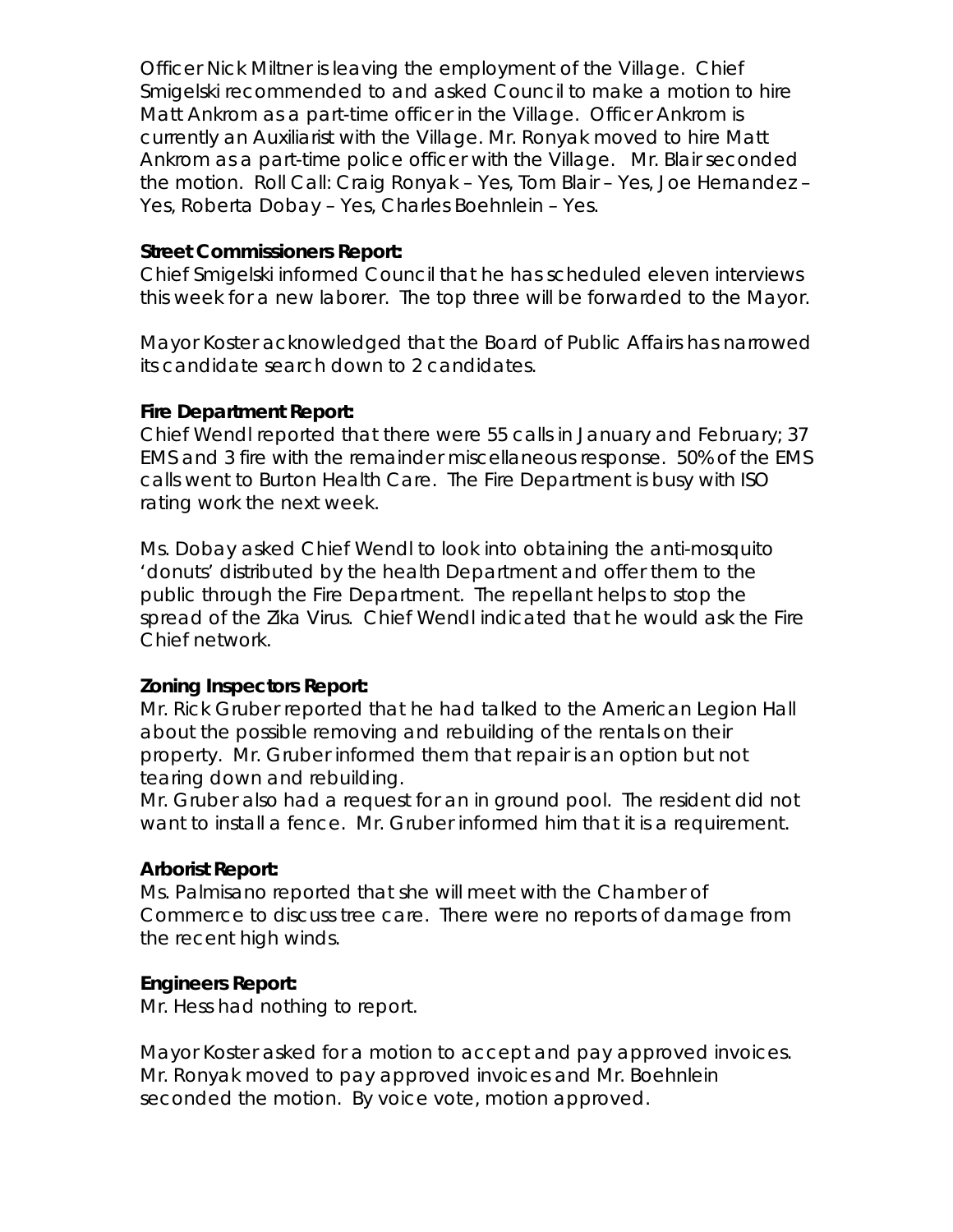Officer Nick Miltner is leaving the employment of the Village. Chief Smigelski recommended to and asked Council to make a motion to hire Matt Ankrom as a part-time officer in the Village. Officer Ankrom is currently an Auxiliarist with the Village. Mr. Ronyak moved to hire Matt Ankrom as a part-time police officer with the Village. Mr. Blair seconded the motion. Roll Call: Craig Ronyak – Yes, Tom Blair – Yes, Joe Hernandez – Yes, Roberta Dobay – Yes, Charles Boehnlein – Yes.

**Street Commissioners Report:**
Chief Smigelski informed Council that he has scheduled eleven interviews this week for a new laborer. The top three will be forwarded to the Mayor.

Mayor Koster acknowledged that the Board of Public Affairs has narrowed its candidate search down to 2 candidates.

**Fire Department Report:**
Chief Wendl reported that there were 55 calls in January and February; 37 EMS and 3 fire with the remainder miscellaneous response. 50% of the EMS calls went to Burton Health Care. The Fire Department is busy with ISO rating work the next week.

Ms. Dobay asked Chief Wendl to look into obtaining the anti-mosquito 'donuts' distributed by the health Department and offer them to the public through the Fire Department. The repellant helps to stop the spread of the Zika Virus. Chief Wendl indicated that he would ask the Fire Chief network.

**Zoning Inspectors Report:**
Mr. Rick Gruber reported that he had talked to the American Legion Hall about the possible removing and rebuilding of the rentals on their property. Mr. Gruber informed them that repair is an option but not tearing down and rebuilding.
Mr. Gruber also had a request for an in ground pool. The resident did not want to install a fence. Mr. Gruber informed him that it is a requirement.

**Arborist Report:**
Ms. Palmisano reported that she will meet with the Chamber of Commerce to discuss tree care. There were no reports of damage from the recent high winds.

**Engineers Report:**
Mr. Hess had nothing to report.

Mayor Koster asked for a motion to accept and pay approved invoices. Mr. Ronyak moved to pay approved invoices and Mr. Boehnlein seconded the motion. By voice vote, motion approved.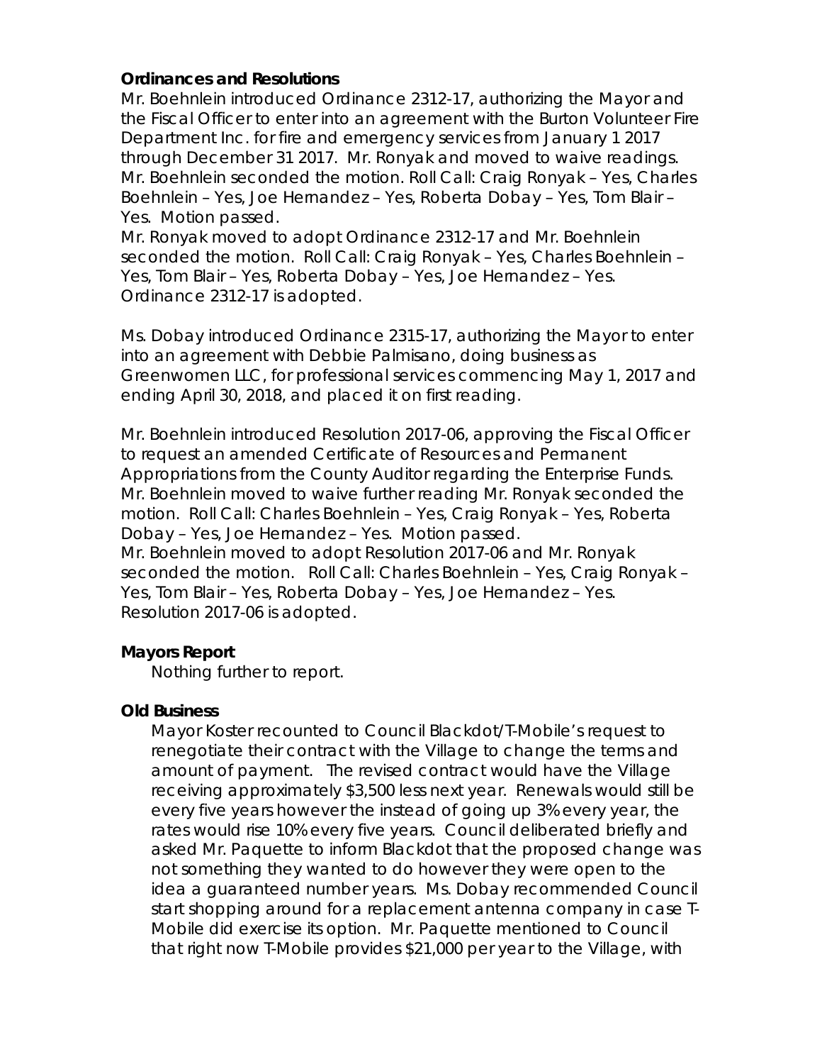**Ordinances and Resolutions**

Mr. Boehnlein introduced Ordinance 2312-17, authorizing the Mayor and the Fiscal Officer to enter into an agreement with the Burton Volunteer Fire Department Inc. for fire and emergency services from January 1 2017 through December 31 2017. Mr. Ronyak and moved to waive readings. Mr. Boehnlein seconded the motion. Roll Call: Craig Ronyak – Yes, Charles Boehnlein – Yes, Joe Hernandez – Yes, Roberta Dobay – Yes, Tom Blair – Yes. Motion passed.

Mr. Ronyak moved to adopt Ordinance 2312-17 and Mr. Boehnlein seconded the motion. Roll Call: Craig Ronyak – Yes, Charles Boehnlein – Yes, Tom Blair – Yes, Roberta Dobay – Yes, Joe Hernandez – Yes. Ordinance 2312-17 is adopted.

Ms. Dobay introduced Ordinance 2315-17, authorizing the Mayor to enter into an agreement with Debbie Palmisano, doing business as Greenwomen LLC, for professional services commencing May 1, 2017 and ending April 30, 2018, and placed it on first reading.

Mr. Boehnlein introduced Resolution 2017-06, approving the Fiscal Officer to request an amended Certificate of Resources and Permanent Appropriations from the County Auditor regarding the Enterprise Funds. Mr. Boehnlein moved to waive further reading Mr. Ronyak seconded the motion. Roll Call: Charles Boehnlein – Yes, Craig Ronyak – Yes, Roberta Dobay – Yes, Joe Hernandez – Yes. Motion passed.

Mr. Boehnlein moved to adopt Resolution 2017-06 and Mr. Ronyak seconded the motion. Roll Call: Charles Boehnlein – Yes, Craig Ronyak – Yes, Tom Blair – Yes, Roberta Dobay – Yes, Joe Hernandez – Yes. Resolution 2017-06 is adopted.

**Mayors Report**

Nothing further to report.

**Old Business**

Mayor Koster recounted to Council Blackdot/T-Mobile's request to renegotiate their contract with the Village to change the terms and amount of payment. The revised contract would have the Village receiving approximately $3,500 less next year. Renewals would still be every five years however the instead of going up 3% every year, the rates would rise 10% every five years. Council deliberated briefly and asked Mr. Paquette to inform Blackdot that the proposed change was not something they wanted to do however they were open to the idea a guaranteed number years. Ms. Dobay recommended Council start shopping around for a replacement antenna company in case T-Mobile did exercise its option. Mr. Paquette mentioned to Council that right now T-Mobile provides $21,000 per year to the Village, with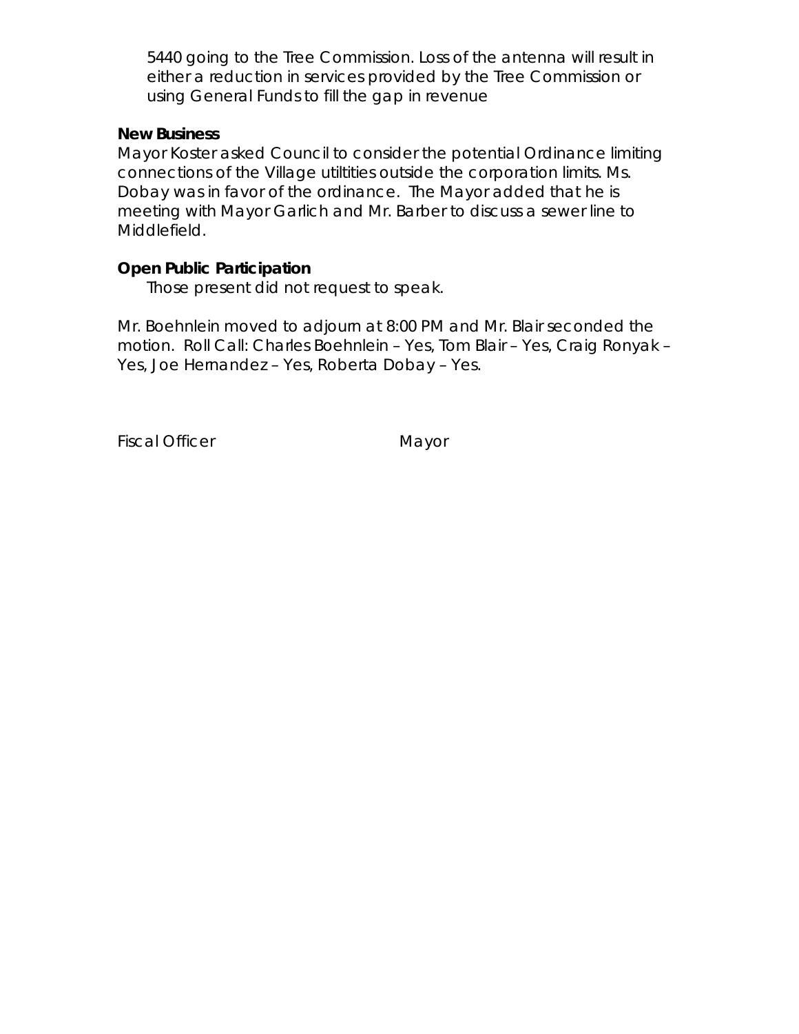5440 going to the Tree Commission. Loss of the antenna will result in either a reduction in services provided by the Tree Commission or using General Funds to fill the gap in revenue

**New Business**

Mayor Koster asked Council to consider the potential Ordinance limiting connections of the Village utiltities outside the corporation limits. Ms. Dobay was in favor of the ordinance. The Mayor added that he is meeting with Mayor Garlich and Mr. Barber to discuss a sewer line to Middlefield.

**Open Public Participation**

Those present did not request to speak.

Mr. Boehnlein moved to adjourn at 8:00 PM and Mr. Blair seconded the motion. Roll Call: Charles Boehnlein – Yes, Tom Blair – Yes, Craig Ronyak – Yes, Joe Hernandez – Yes, Roberta Dobay – Yes.

Fiscal Officer Mayor